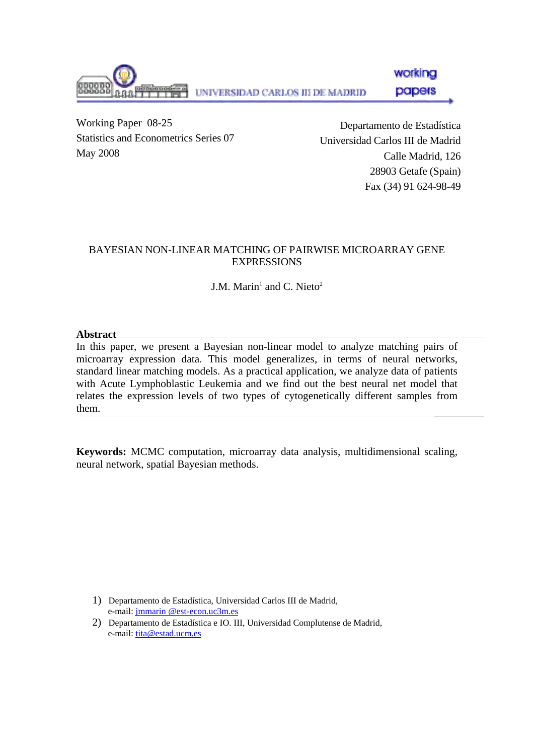Working Paper 08-25
Statistics and Econometrics Series 07
May 2008

Departamento de Estadística
Universidad Carlos III de Madrid
Calle Madrid, 126
28903 Getafe (Spain)
Fax (34) 91 624-98-49

# BAYESIAN NON-LINEAR MATCHING OF PAIRWISE MICROARRAY GENE EXPRESSIONS

J.M. Marin[1] and C. Nieto[2]

## Abstract

In this paper, we present a Bayesian non-linear model to analyze matching pairs of microarray expression data. This model generalizes, in terms of neural networks, standard linear matching models. As a practical application, we analyze data of patients with Acute Lymphoblastic Leukemia and we find out the best neural net model that relates the expression levels of two types of cytogenetically different samples from them.

**Keywords:** MCMC computation, microarray data analysis, multidimensional scaling, neural network, spatial Bayesian methods.

1) Departamento de Estadística, Universidad Carlos III de Madrid, e-mail: jmmarin @est-econ.uc3m.es
2) Departamento de Estadística e IO. III, Universidad Complutense de Madrid, e-mail: tita@estad.ucm.es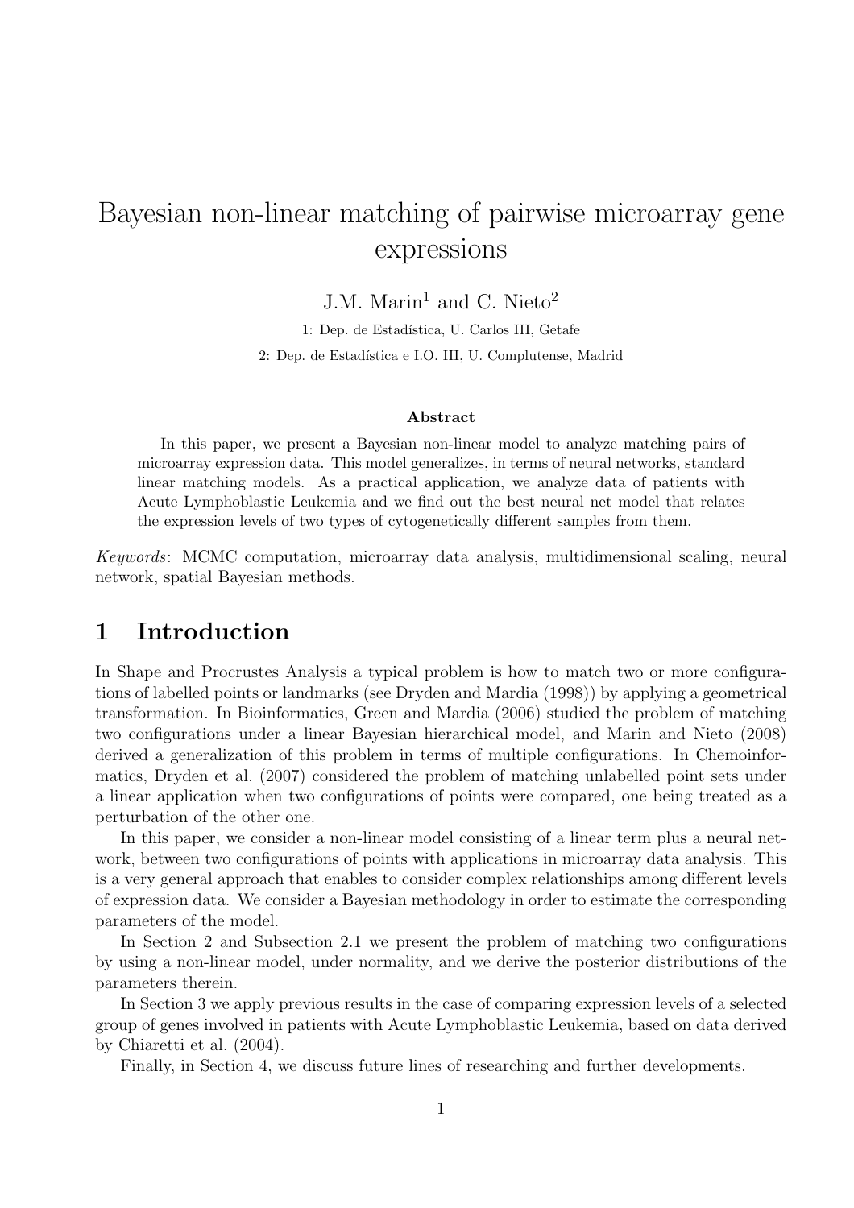# Bayesian non-linear matching of pairwise microarray gene expressions

J.M. Marin[1] and C. Nieto[2]

1: Dep. de Estadística, U. Carlos III, Getafe

2: Dep. de Estadística e I.O. III, U. Complutense, Madrid

#### Abstract

In this paper, we present a Bayesian non-linear model to analyze matching pairs of microarray expression data. This model generalizes, in terms of neural networks, standard linear matching models. As a practical application, we analyze data of patients with Acute Lymphoblastic Leukemia and we find out the best neural net model that relates the expression levels of two types of cytogenetically different samples from them.

*Keywords*: MCMC computation, microarray data analysis, multidimensional scaling, neural network, spatial Bayesian methods.

## 1 Introduction

In Shape and Procrustes Analysis a typical problem is how to match two or more configurations of labelled points or landmarks (see Dryden and Mardia (1998)) by applying a geometrical transformation. In Bioinformatics, Green and Mardia (2006) studied the problem of matching two configurations under a linear Bayesian hierarchical model, and Marin and Nieto (2008) derived a generalization of this problem in terms of multiple configurations. In Chemoinformatics, Dryden et al. (2007) considered the problem of matching unlabelled point sets under a linear application when two configurations of points were compared, one being treated as a perturbation of the other one.

In this paper, we consider a non-linear model consisting of a linear term plus a neural network, between two configurations of points with applications in microarray data analysis. This is a very general approach that enables to consider complex relationships among different levels of expression data. We consider a Bayesian methodology in order to estimate the corresponding parameters of the model.

In Section 2 and Subsection 2.1 we present the problem of matching two configurations by using a non-linear model, under normality, and we derive the posterior distributions of the parameters therein.

In Section 3 we apply previous results in the case of comparing expression levels of a selected group of genes involved in patients with Acute Lymphoblastic Leukemia, based on data derived by Chiaretti et al. (2004).

Finally, in Section 4, we discuss future lines of researching and further developments.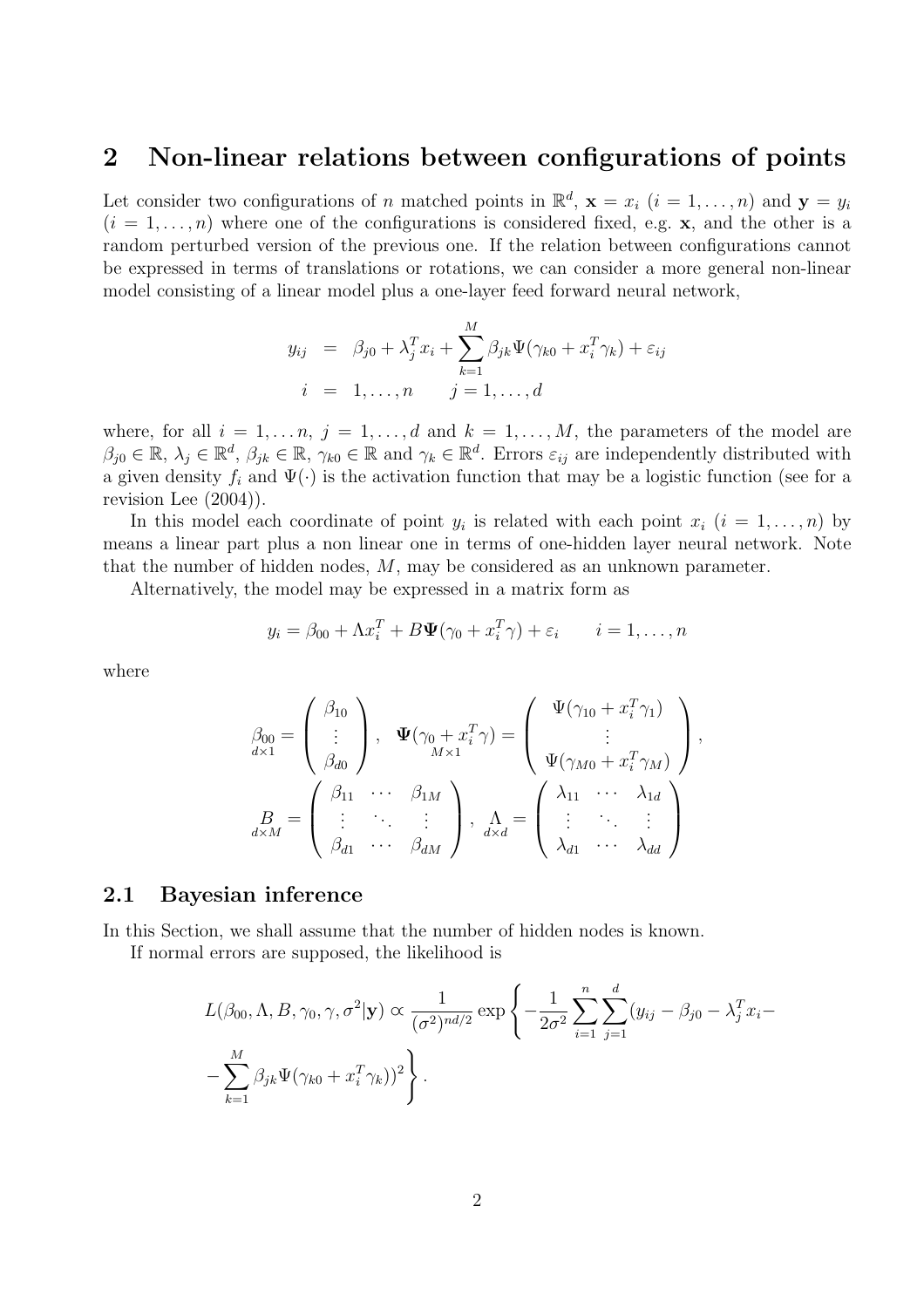## 2 Non-linear relations between configurations of points

Let consider two configurations of $n$ matched points in $\mathbb{R}^d$, $\mathbf{x} = x_i$ $(i = 1, \ldots, n)$ and $\mathbf{y} = y_i$ $(i = 1, \ldots, n)$ where one of the configurations is considered fixed, e.g. $\mathbf{x}$, and the other is a random perturbed version of the previous one. If the relation between configurations cannot be expressed in terms of translations or rotations, we can consider a more general non-linear model consisting of a linear model plus a one-layer feed forward neural network,

$$
\begin{aligned}
y_{ij} &= \beta_{j0} + \lambda_j^T x_i + \sum_{k=1}^{M} \beta_{jk} \Psi(\gamma_{k0} + x_i^T \gamma_k) + \varepsilon_{ij} \\
i &= 1, \ldots, n \qquad j = 1, \ldots, d
\end{aligned}
$$

where, for all $i = 1, \ldots n$, $j = 1, \ldots, d$ and $k = 1, \ldots, M$, the parameters of the model are $\beta_{j0} \in \mathbb{R}$, $\lambda_j \in \mathbb{R}^d$, $\beta_{jk} \in \mathbb{R}$, $\gamma_{k0} \in \mathbb{R}$ and $\gamma_k \in \mathbb{R}^d$. Errors $\varepsilon_{ij}$ are independently distributed with a given density $f_i$ and $\Psi(\cdot)$ is the activation function that may be a logistic function (see for a revision Lee (2004)).

In this model each coordinate of point $y_i$ is related with each point $x_i$ $(i = 1, \ldots, n)$ by means a linear part plus a non linear one in terms of one-hidden layer neural network. Note that the number of hidden nodes, $M$, may be considered as an unknown parameter.

Alternatively, the model may be expressed in a matrix form as

$$
y_i = \beta_{00} + \Lambda x_i^T + B \mathbf{\Psi}(\gamma_0 + x_i^T \gamma) + \varepsilon_i \qquad i = 1, \ldots, n
$$

where

$$
\underset{d \times 1}{\beta_{00}} = \begin{pmatrix} \beta_{10} \\ \vdots \\ \beta_{d0} \end{pmatrix}, \quad \underset{M \times 1}{\mathbf{\Psi}(\gamma_0 + x_i^T \gamma)} = \begin{pmatrix} \Psi(\gamma_{10} + x_i^T \gamma_1) \\ \vdots \\ \Psi(\gamma_{M0} + x_i^T \gamma_M) \end{pmatrix},
$$

$$
\underset{d \times M}{B} = \begin{pmatrix} \beta_{11} & \cdots & \beta_{1M} \\ \vdots & \ddots & \vdots \\ \beta_{d1} & \cdots & \beta_{dM} \end{pmatrix}, \quad \underset{d \times d}{\Lambda} = \begin{pmatrix} \lambda_{11} & \cdots & \lambda_{1d} \\ \vdots & \ddots & \vdots \\ \lambda_{d1} & \cdots & \lambda_{dd} \end{pmatrix}
$$

### 2.1 Bayesian inference

In this Section, we shall assume that the number of hidden nodes is known.

If normal errors are supposed, the likelihood is

$$
L(\beta_{00}, \Lambda, B, \gamma_0, \gamma, \sigma^2 | \mathbf{y}) \propto \frac{1}{(\sigma^2)^{nd/2}} \exp\left\{ -\frac{1}{2\sigma^2} \sum_{i=1}^{n} \sum_{j=1}^{d} (y_{ij} - \beta_{j0} - \lambda_j^T x_i - \right.
$$

$$
\left. - \sum_{k=1}^{M} \beta_{jk} \Psi(\gamma_{k0} + x_i^T \gamma_k))^2 \right\}.
$$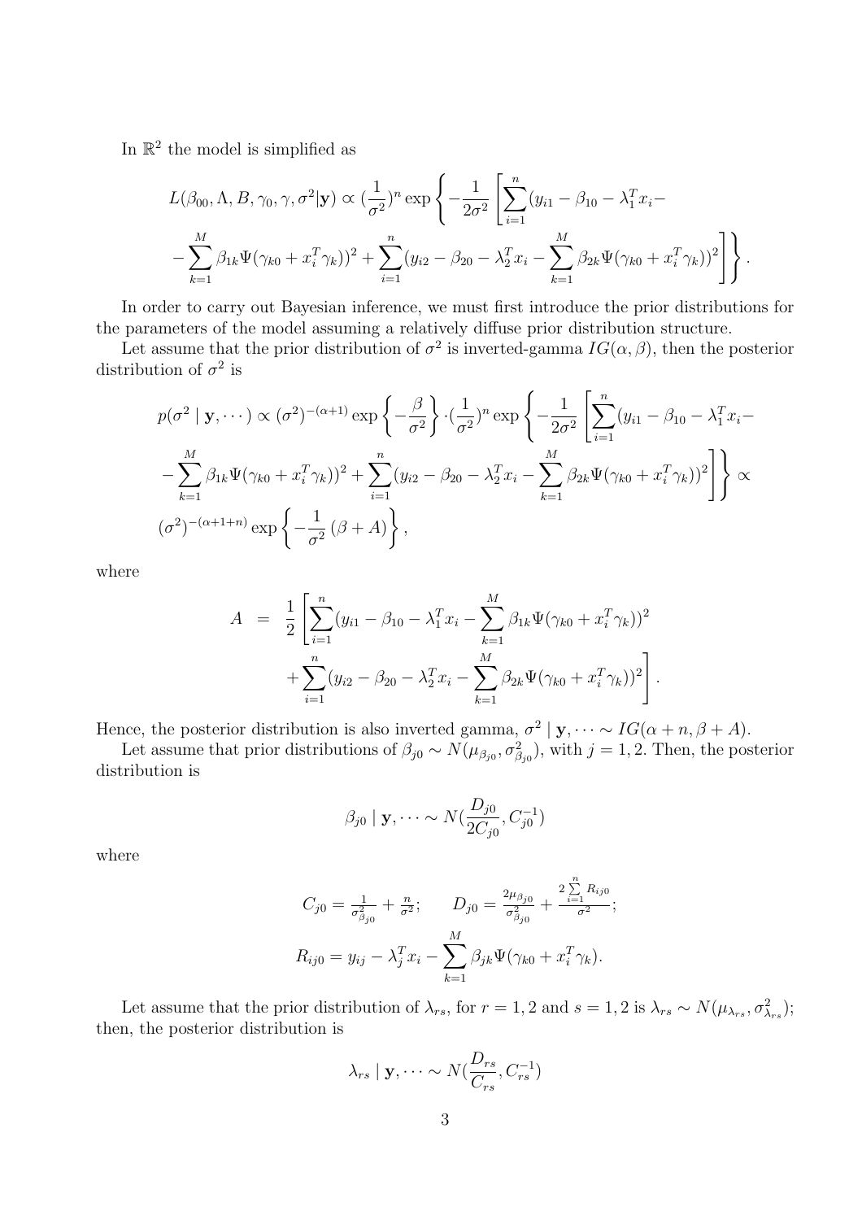In $\mathbb{R}^2$ the model is simplified as

$$
L(\beta_{00}, \Lambda, B, \gamma_0, \gamma, \sigma^2|\mathbf{y}) \propto (\frac{1}{\sigma^2})^n \exp\left\{-\frac{1}{2\sigma^2}\left[\sum_{i=1}^{n}(y_{i1} - \beta_{10} - \lambda_1^T x_i - \right.\right.
$$

$$
\left.\left. - \sum_{k=1}^{M}\beta_{1k}\Psi(\gamma_{k0} + x_i^T\gamma_k))^2 + \sum_{i=1}^{n}(y_{i2} - \beta_{20} - \lambda_2^T x_i - \sum_{k=1}^{M}\beta_{2k}\Psi(\gamma_{k0} + x_i^T\gamma_k))^2\right]\right\}.
$$

In order to carry out Bayesian inference, we must first introduce the prior distributions for the parameters of the model assuming a relatively diffuse prior distribution structure.

Let assume that the prior distribution of $\sigma^2$ is inverted-gamma $IG(\alpha, \beta)$, then the posterior distribution of $\sigma^2$ is

$$
p(\sigma^2 \mid \mathbf{y}, \cdots) \propto (\sigma^2)^{-(\alpha+1)} \exp\left\{-\frac{\beta}{\sigma^2}\right\} \cdot (\frac{1}{\sigma^2})^n \exp\left\{-\frac{1}{2\sigma^2}\left[\sum_{i=1}^{n}(y_{i1} - \beta_{10} - \lambda_1^T x_i - \right.\right.
$$

$$
\left.\left. - \sum_{k=1}^{M}\beta_{1k}\Psi(\gamma_{k0} + x_i^T\gamma_k))^2 + \sum_{i=1}^{n}(y_{i2} - \beta_{20} - \lambda_2^T x_i - \sum_{k=1}^{M}\beta_{2k}\Psi(\gamma_{k0} + x_i^T\gamma_k))^2\right]\right\} \propto
$$

$$
(\sigma^2)^{-(\alpha+1+n)} \exp\left\{-\frac{1}{\sigma^2}(\beta + A)\right\},
$$

where

$$
\begin{aligned}
A &= \frac{1}{2}\left[\sum_{i=1}^{n}(y_{i1} - \beta_{10} - \lambda_1^T x_i - \sum_{k=1}^{M}\beta_{1k}\Psi(\gamma_{k0} + x_i^T\gamma_k))^2 \right. \\
&\quad \left. + \sum_{i=1}^{n}(y_{i2} - \beta_{20} - \lambda_2^T x_i - \sum_{k=1}^{M}\beta_{2k}\Psi(\gamma_{k0} + x_i^T\gamma_k))^2\right].
\end{aligned}
$$

Hence, the posterior distribution is also inverted gamma, $\sigma^2 \mid \mathbf{y}, \cdots \sim IG(\alpha + n, \beta + A)$.

Let assume that prior distributions of $\beta_{j0} \sim N(\mu_{\beta_{j0}}, \sigma^2_{\beta_{j0}})$, with $j = 1, 2$. Then, the posterior distribution is

$$
\beta_{j0} \mid \mathbf{y}, \cdots \sim N(\frac{D_{j0}}{2C_{j0}}, C_{j0}^{-1})
$$

where

$$
C_{j0} = \tfrac{1}{\sigma^2_{\beta_{j0}}} + \tfrac{n}{\sigma^2}; \qquad D_{j0} = \tfrac{2\mu_{\beta_{j0}}}{\sigma^2_{\beta_{j0}}} + \tfrac{2\sum_{i=1}^{n} R_{ij0}}{\sigma^2};
$$

$$
R_{ij0} = y_{ij} - \lambda_j^T x_i - \sum_{k=1}^{M}\beta_{jk}\Psi(\gamma_{k0} + x_i^T\gamma_k).
$$

Let assume that the prior distribution of $\lambda_{rs}$, for $r = 1, 2$ and $s = 1, 2$ is $\lambda_{rs} \sim N(\mu_{\lambda_{rs}}, \sigma^2_{\lambda_{rs}})$; then, the posterior distribution is

$$
\lambda_{rs} \mid \mathbf{y}, \cdots \sim N(\frac{D_{rs}}{C_{rs}}, C_{rs}^{-1})
$$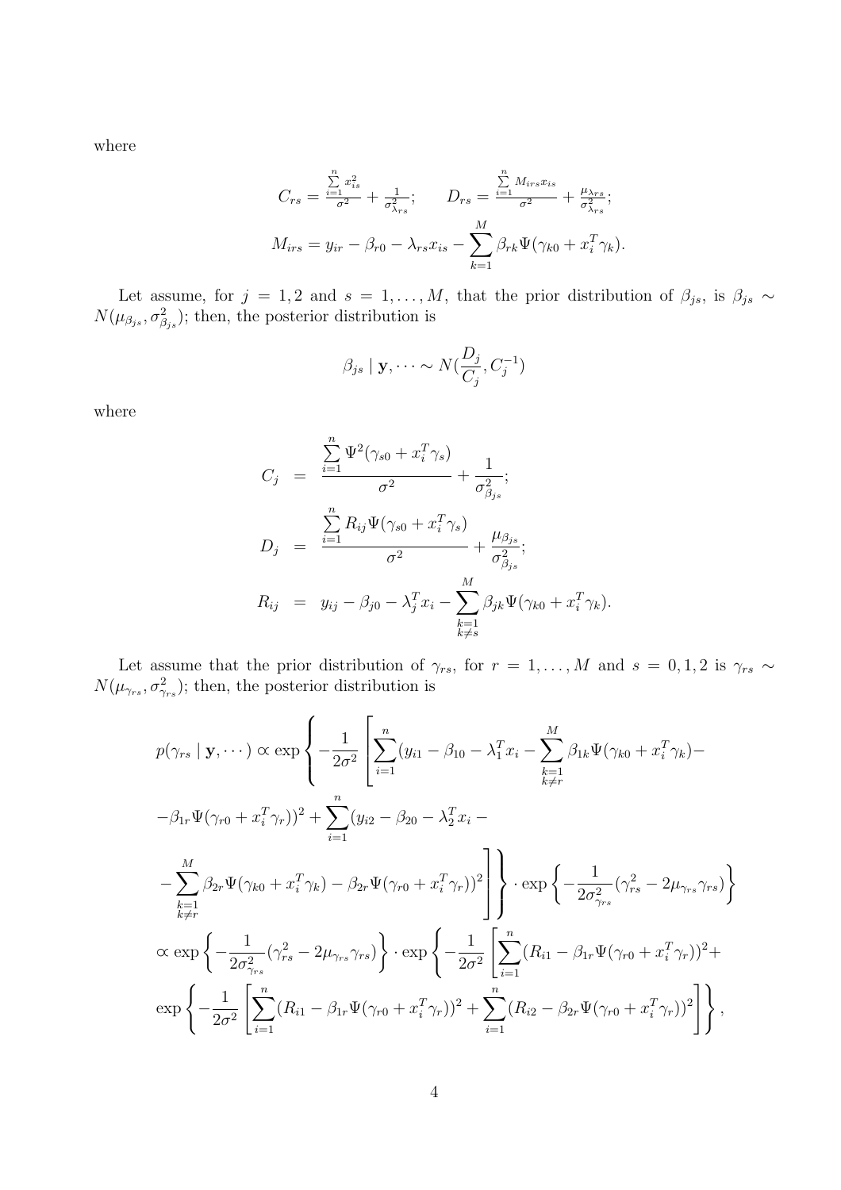where

$$C_{rs} = \frac{\sum_{i=1}^{n} x_{is}^2}{\sigma^2} + \frac{1}{\sigma_{\lambda_{rs}}^2}; \qquad D_{rs} = \frac{\sum_{i=1}^{n} M_{irs} x_{is}}{\sigma^2} + \frac{\mu_{\lambda_{rs}}}{\sigma_{\lambda_{rs}}^2};$$

$$M_{irs} = y_{ir} - \beta_{r0} - \lambda_{rs} x_{is} - \sum_{k=1}^{M} \beta_{rk} \Psi(\gamma_{k0} + x_i^T \gamma_k).$$

Let assume, for $j = 1, 2$ and $s = 1, \ldots, M$, that the prior distribution of $\beta_{js}$, is $\beta_{js} \sim N(\mu_{\beta_{js}}, \sigma_{\beta_{js}}^2)$; then, the posterior distribution is

$$\beta_{js} \mid \mathbf{y}, \cdots \sim N(\frac{D_j}{C_j}, C_j^{-1})$$

where

$$\begin{aligned}
C_j &= \frac{\sum_{i=1}^{n} \Psi^2(\gamma_{s0} + x_i^T \gamma_s)}{\sigma^2} + \frac{1}{\sigma_{\beta_{js}}^2}; \\
D_j &= \frac{\sum_{i=1}^{n} R_{ij} \Psi(\gamma_{s0} + x_i^T \gamma_s)}{\sigma^2} + \frac{\mu_{\beta_{js}}}{\sigma_{\beta_{js}}^2}; \\
R_{ij} &= y_{ij} - \beta_{j0} - \lambda_j^T x_i - \sum_{\substack{k=1 \\ k \neq s}}^{M} \beta_{jk} \Psi(\gamma_{k0} + x_i^T \gamma_k).
\end{aligned}$$

Let assume that the prior distribution of $\gamma_{rs}$, for $r = 1, \ldots, M$ and $s = 0, 1, 2$ is $\gamma_{rs} \sim N(\mu_{\gamma_{rs}}, \sigma_{\gamma_{rs}}^2)$; then, the posterior distribution is

$$\begin{aligned}
p(\gamma_{rs} \mid \mathbf{y}, \cdots) &\propto \exp\left\{ -\frac{1}{2\sigma^2} \left[ \sum_{i=1}^{n} (y_{i1} - \beta_{10} - \lambda_1^T x_i - \sum_{\substack{k=1 \\ k \neq r}}^{M} \beta_{1k} \Psi(\gamma_{k0} + x_i^T \gamma_k) - \right.\right. \\
&- \beta_{1r} \Psi(\gamma_{r0} + x_i^T \gamma_r))^2 + \sum_{i=1}^{n} (y_{i2} - \beta_{20} - \lambda_2^T x_i - \\
&\left.\left. - \sum_{\substack{k=1 \\ k \neq r}}^{M} \beta_{2r} \Psi(\gamma_{k0} + x_i^T \gamma_k) - \beta_{2r} \Psi(\gamma_{r0} + x_i^T \gamma_r))^2 \right] \right\} \cdot \exp\left\{ -\frac{1}{2\sigma_{\gamma_{rs}}^2} (\gamma_{rs}^2 - 2\mu_{\gamma_{rs}} \gamma_{rs}) \right\} \\
&\propto \exp\left\{ -\frac{1}{2\sigma_{\gamma_{rs}}^2} (\gamma_{rs}^2 - 2\mu_{\gamma_{rs}} \gamma_{rs}) \right\} \cdot \exp\left\{ -\frac{1}{2\sigma^2} \left[ \sum_{i=1}^{n} (R_{i1} - \beta_{1r} \Psi(\gamma_{r0} + x_i^T \gamma_r))^2 + \right.\right. \\
&\exp\left\{ -\frac{1}{2\sigma^2} \left[ \sum_{i=1}^{n} (R_{i1} - \beta_{1r} \Psi(\gamma_{r0} + x_i^T \gamma_r))^2 + \sum_{i=1}^{n} (R_{i2} - \beta_{2r} \Psi(\gamma_{r0} + x_i^T \gamma_r))^2 \right] \right\},
\end{aligned}$$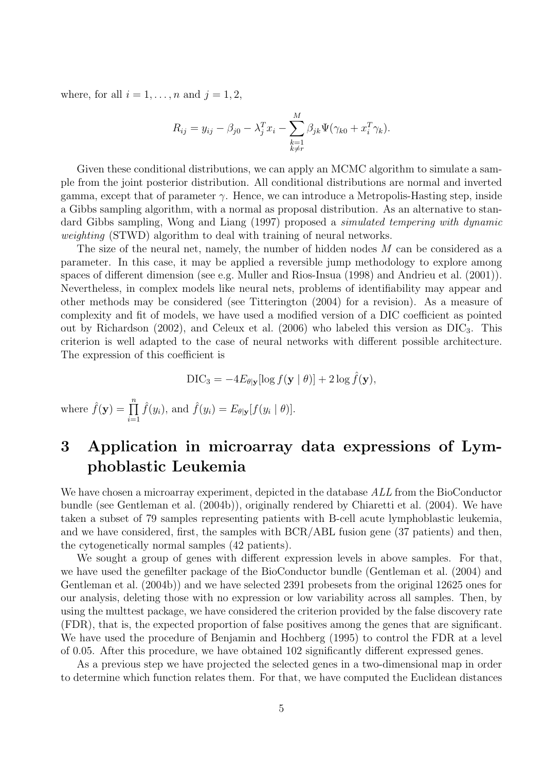where, for all $i = 1, \ldots, n$ and $j = 1, 2$,

$$R_{ij} = y_{ij} - \beta_{j0} - \lambda_j^T x_i - \sum_{\substack{k=1 \\ k \neq r}}^{M} \beta_{jk} \Psi(\gamma_{k0} + x_i^T \gamma_k).$$

Given these conditional distributions, we can apply an MCMC algorithm to simulate a sample from the joint posterior distribution. All conditional distributions are normal and inverted gamma, except that of parameter $\gamma$. Hence, we can introduce a Metropolis-Hasting step, inside a Gibbs sampling algorithm, with a normal as proposal distribution. As an alternative to standard Gibbs sampling, Wong and Liang (1997) proposed a *simulated tempering with dynamic weighting* (STWD) algorithm to deal with training of neural networks.

The size of the neural net, namely, the number of hidden nodes $M$ can be considered as a parameter. In this case, it may be applied a reversible jump methodology to explore among spaces of different dimension (see e.g. Muller and Rios-Insua (1998) and Andrieu et al. (2001)). Nevertheless, in complex models like neural nets, problems of identifiability may appear and other methods may be considered (see Titterington (2004) for a revision). As a measure of complexity and fit of models, we have used a modified version of a DIC coefficient as pointed out by Richardson (2002), and Celeux et al. (2006) who labeled this version as $\text{DIC}_3$. This criterion is well adapted to the case of neural networks with different possible architecture. The expression of this coefficient is

$$\text{DIC}_3 = -4E_{\theta|\mathbf{y}}[\log f(\mathbf{y} \mid \theta)] + 2 \log \hat{f}(\mathbf{y}),$$

where $\hat{f}(\mathbf{y}) = \prod_{i=1}^{n} \hat{f}(y_i)$, and $\hat{f}(y_i) = E_{\theta|\mathbf{y}}[f(y_i \mid \theta)]$.

# 3 Application in microarray data expressions of Lymphoblastic Leukemia

We have chosen a microarray experiment, depicted in the database *ALL* from the BioConductor bundle (see Gentleman et al. (2004b)), originally rendered by Chiaretti et al. (2004). We have taken a subset of 79 samples representing patients with B-cell acute lymphoblastic leukemia, and we have considered, first, the samples with BCR/ABL fusion gene (37 patients) and then, the cytogenetically normal samples (42 patients).

We sought a group of genes with different expression levels in above samples. For that, we have used the genefilter package of the BioConductor bundle (Gentleman et al. (2004) and Gentleman et al. (2004b)) and we have selected 2391 probesets from the original 12625 ones for our analysis, deleting those with no expression or low variability across all samples. Then, by using the multtest package, we have considered the criterion provided by the false discovery rate (FDR), that is, the expected proportion of false positives among the genes that are significant. We have used the procedure of Benjamin and Hochberg (1995) to control the FDR at a level of 0.05. After this procedure, we have obtained 102 significantly different expressed genes.

As a previous step we have projected the selected genes in a two-dimensional map in order to determine which function relates them. For that, we have computed the Euclidean distances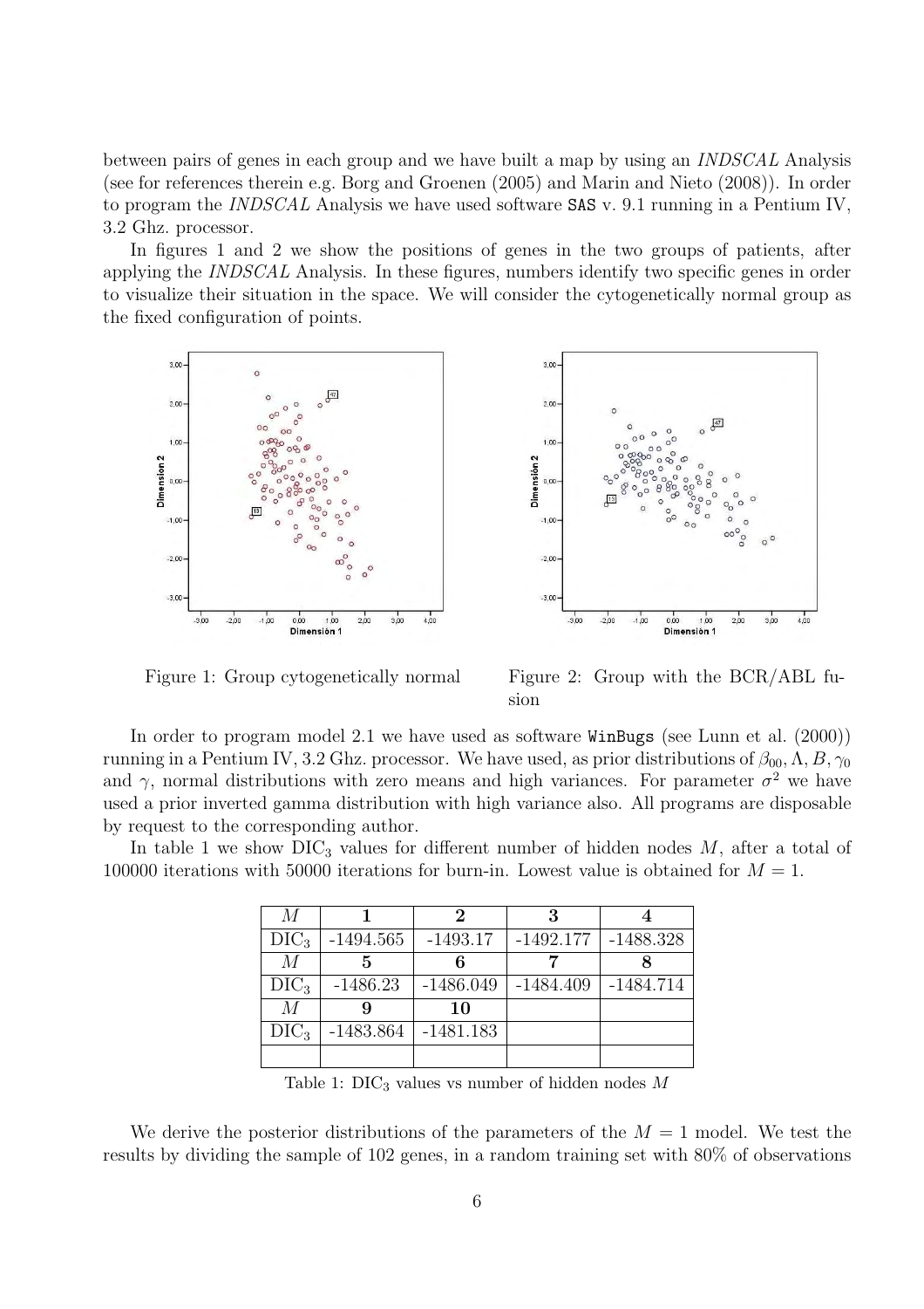between pairs of genes in each group and we have built a map by using an *INDSCAL* Analysis (see for references therein e.g. Borg and Groenen (2005) and Marin and Nieto (2008)). In order to program the *INDSCAL* Analysis we have used software SAS v. 9.1 running in a Pentium IV, 3.2 Ghz. processor.

In figures 1 and 2 we show the positions of genes in the two groups of patients, after applying the *INDSCAL* Analysis. In these figures, numbers identify two specific genes in order to visualize their situation in the space. We will consider the cytogenetically normal group as the fixed configuration of points.

Figure 1: Group cytogenetically normal

Figure 2: Group with the BCR/ABL fusion

In order to program model 2.1 we have used as software WinBugs (see Lunn et al. (2000)) running in a Pentium IV, 3.2 Ghz. processor. We have used, as prior distributions of $\beta_{00}, \Lambda, B, \gamma_0$ and $\gamma$, normal distributions with zero means and high variances. For parameter $\sigma^2$ we have used a prior inverted gamma distribution with high variance also. All programs are disposable by request to the corresponding author.

In table 1 we show $\text{DIC}_3$ values for different number of hidden nodes $M$, after a total of 100000 iterations with 50000 iterations for burn-in. Lowest value is obtained for $M = 1$.

| $M$ | **1** | **2** | **3** | **4** |
|---|---|---|---|---|
| $\text{DIC}_3$ | -1494.565 | -1493.17 | -1492.177 | -1488.328 |
| $M$ | **5** | **6** | **7** | **8** |
| $\text{DIC}_3$ | -1486.23 | -1486.049 | -1484.409 | -1484.714 |
| $M$ | **9** | **10** | | |
| $\text{DIC}_3$ | -1483.864 | -1481.183 | | |
| | | | | |

Table 1: $\text{DIC}_3$ values vs number of hidden nodes $M$

We derive the posterior distributions of the parameters of the $M = 1$ model. We test the results by dividing the sample of 102 genes, in a random training set with 80% of observations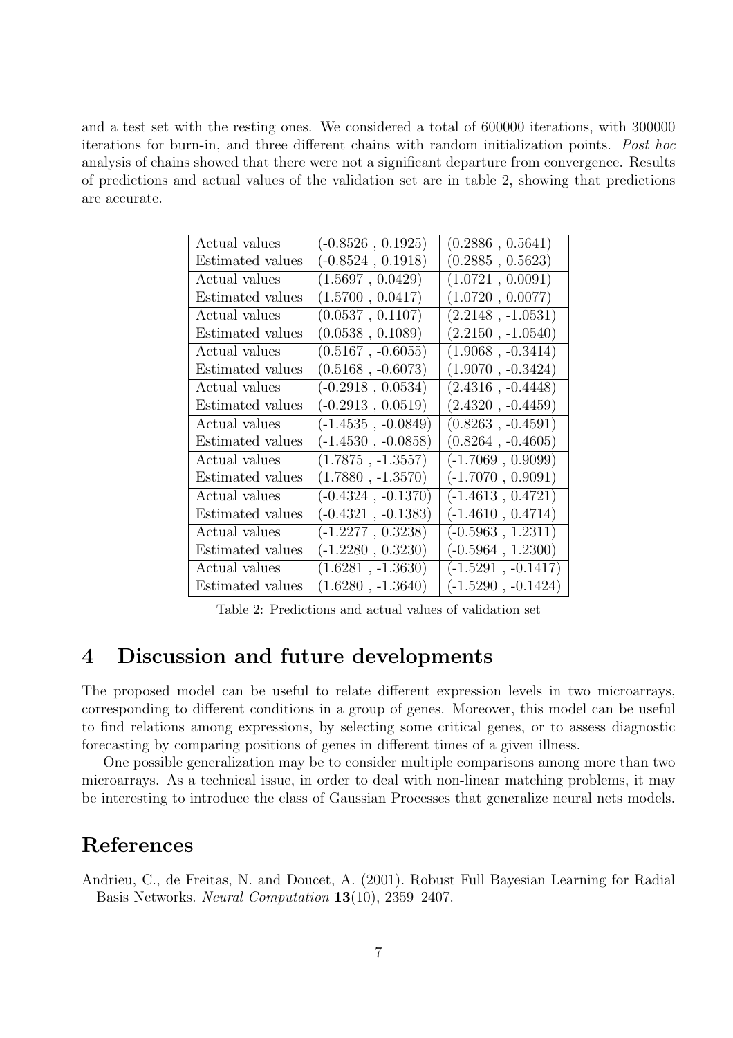and a test set with the resting ones. We considered a total of 600000 iterations, with 300000 iterations for burn-in, and three different chains with random initialization points. *Post hoc* analysis of chains showed that there were not a significant departure from convergence. Results of predictions and actual values of the validation set are in table 2, showing that predictions are accurate.

| | | |
|---|---|---|
| Actual values | (-0.8526 , 0.1925) | (0.2886 , 0.5641) |
| Estimated values | (-0.8524 , 0.1918) | (0.2885 , 0.5623) |
| Actual values | (1.5697 , 0.0429) | (1.0721 , 0.0091) |
| Estimated values | (1.5700 , 0.0417) | (1.0720 , 0.0077) |
| Actual values | (0.0537 , 0.1107) | (2.2148 , -1.0531) |
| Estimated values | (0.0538 , 0.1089) | (2.2150 , -1.0540) |
| Actual values | (0.5167 , -0.6055) | (1.9068 , -0.3414) |
| Estimated values | (0.5168 , -0.6073) | (1.9070 , -0.3424) |
| Actual values | (-0.2918 , 0.0534) | (2.4316 , -0.4448) |
| Estimated values | (-0.2913 , 0.0519) | (2.4320 , -0.4459) |
| Actual values | (-1.4535 , -0.0849) | (0.8263 , -0.4591) |
| Estimated values | (-1.4530 , -0.0858) | (0.8264 , -0.4605) |
| Actual values | (1.7875 , -1.3557) | (-1.7069 , 0.9099) |
| Estimated values | (1.7880 , -1.3570) | (-1.7070 , 0.9091) |
| Actual values | (-0.4324 , -0.1370) | (-1.4613 , 0.4721) |
| Estimated values | (-0.4321 , -0.1383) | (-1.4610 , 0.4714) |
| Actual values | (-1.2277 , 0.3238) | (-0.5963 , 1.2311) |
| Estimated values | (-1.2280 , 0.3230) | (-0.5964 , 1.2300) |
| Actual values | (1.6281 , -1.3630) | (-1.5291 , -0.1417) |
| Estimated values | (1.6280 , -1.3640) | (-1.5290 , -0.1424) |

Table 2: Predictions and actual values of validation set

# 4 Discussion and future developments

The proposed model can be useful to relate different expression levels in two microarrays, corresponding to different conditions in a group of genes. Moreover, this model can be useful to find relations among expressions, by selecting some critical genes, or to assess diagnostic forecasting by comparing positions of genes in different times of a given illness.

One possible generalization may be to consider multiple comparisons among more than two microarrays. As a technical issue, in order to deal with non-linear matching problems, it may be interesting to introduce the class of Gaussian Processes that generalize neural nets models.

# References

Andrieu, C., de Freitas, N. and Doucet, A. (2001). Robust Full Bayesian Learning for Radial Basis Networks. *Neural Computation* **13**(10), 2359–2407.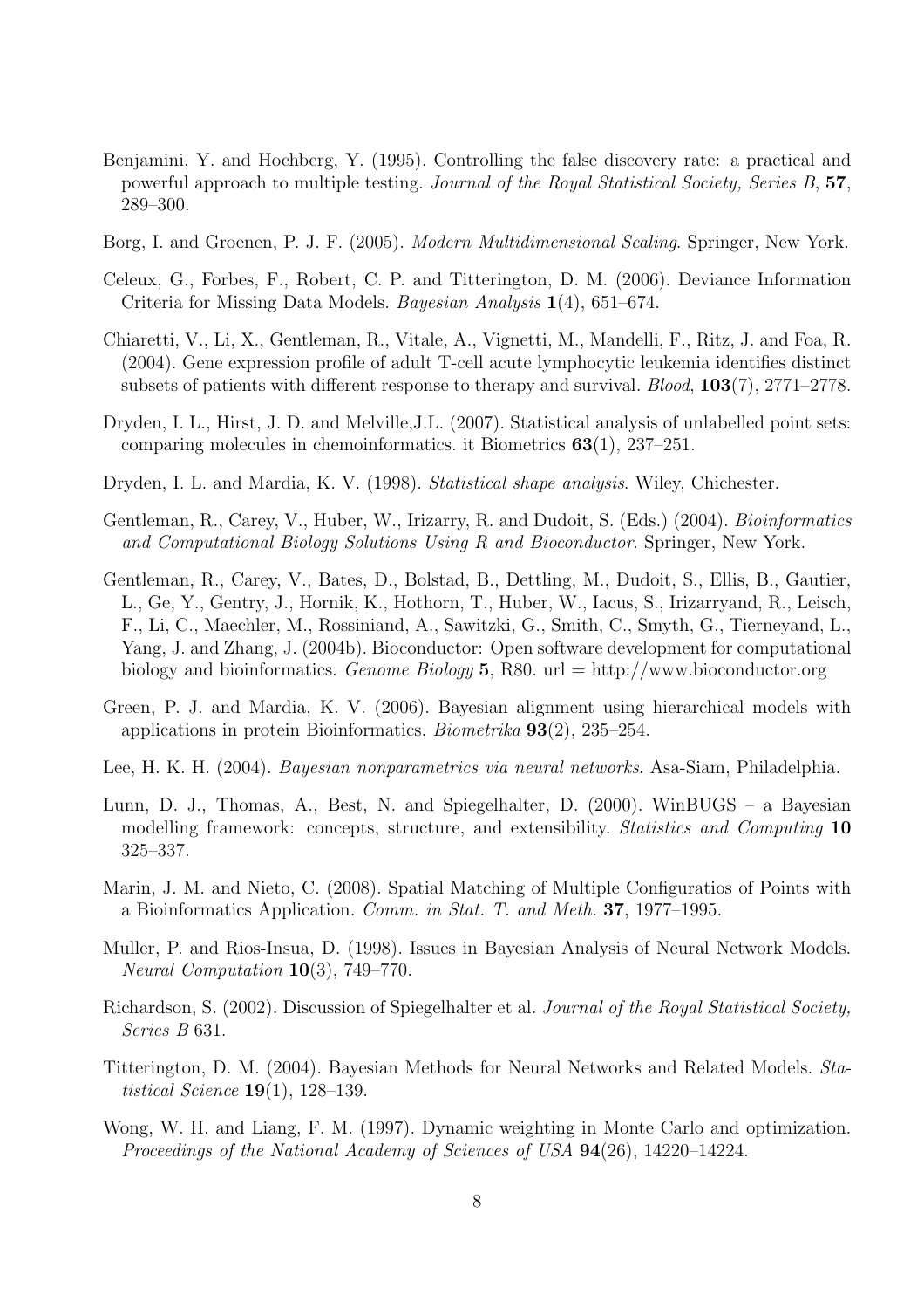Benjamini, Y. and Hochberg, Y. (1995). Controlling the false discovery rate: a practical and powerful approach to multiple testing. *Journal of the Royal Statistical Society, Series B*, **57**, 289–300.

Borg, I. and Groenen, P. J. F. (2005). *Modern Multidimensional Scaling*. Springer, New York.

Celeux, G., Forbes, F., Robert, C. P. and Titterington, D. M. (2006). Deviance Information Criteria for Missing Data Models. *Bayesian Analysis* **1**(4), 651–674.

Chiaretti, V., Li, X., Gentleman, R., Vitale, A., Vignetti, M., Mandelli, F., Ritz, J. and Foa, R. (2004). Gene expression profile of adult T-cell acute lymphocytic leukemia identifies distinct subsets of patients with different response to therapy and survival. *Blood*, **103**(7), 2771–2778.

Dryden, I. L., Hirst, J. D. and Melville,J.L. (2007). Statistical analysis of unlabelled point sets: comparing molecules in chemoinformatics. it Biometrics **63**(1), 237–251.

Dryden, I. L. and Mardia, K. V. (1998). *Statistical shape analysis*. Wiley, Chichester.

Gentleman, R., Carey, V., Huber, W., Irizarry, R. and Dudoit, S. (Eds.) (2004). *Bioinformatics and Computational Biology Solutions Using R and Bioconductor*. Springer, New York.

Gentleman, R., Carey, V., Bates, D., Bolstad, B., Dettling, M., Dudoit, S., Ellis, B., Gautier, L., Ge, Y., Gentry, J., Hornik, K., Hothorn, T., Huber, W., Iacus, S., Irizarryand, R., Leisch, F., Li, C., Maechler, M., Rossiniand, A., Sawitzki, G., Smith, C., Smyth, G., Tierneyand, L., Yang, J. and Zhang, J. (2004b). Bioconductor: Open software development for computational biology and bioinformatics. *Genome Biology* **5**, R80. url = http://www.bioconductor.org

Green, P. J. and Mardia, K. V. (2006). Bayesian alignment using hierarchical models with applications in protein Bioinformatics. *Biometrika* **93**(2), 235–254.

Lee, H. K. H. (2004). *Bayesian nonparametrics via neural networks*. Asa-Siam, Philadelphia.

Lunn, D. J., Thomas, A., Best, N. and Spiegelhalter, D. (2000). WinBUGS – a Bayesian modelling framework: concepts, structure, and extensibility. *Statistics and Computing* **10** 325–337.

Marin, J. M. and Nieto, C. (2008). Spatial Matching of Multiple Configuratios of Points with a Bioinformatics Application. *Comm. in Stat. T. and Meth.* **37**, 1977–1995.

Muller, P. and Rios-Insua, D. (1998). Issues in Bayesian Analysis of Neural Network Models. *Neural Computation* **10**(3), 749–770.

Richardson, S. (2002). Discussion of Spiegelhalter et al. *Journal of the Royal Statistical Society, Series B* 631.

Titterington, D. M. (2004). Bayesian Methods for Neural Networks and Related Models. *Statistical Science* **19**(1), 128–139.

Wong, W. H. and Liang, F. M. (1997). Dynamic weighting in Monte Carlo and optimization. *Proceedings of the National Academy of Sciences of USA* **94**(26), 14220–14224.